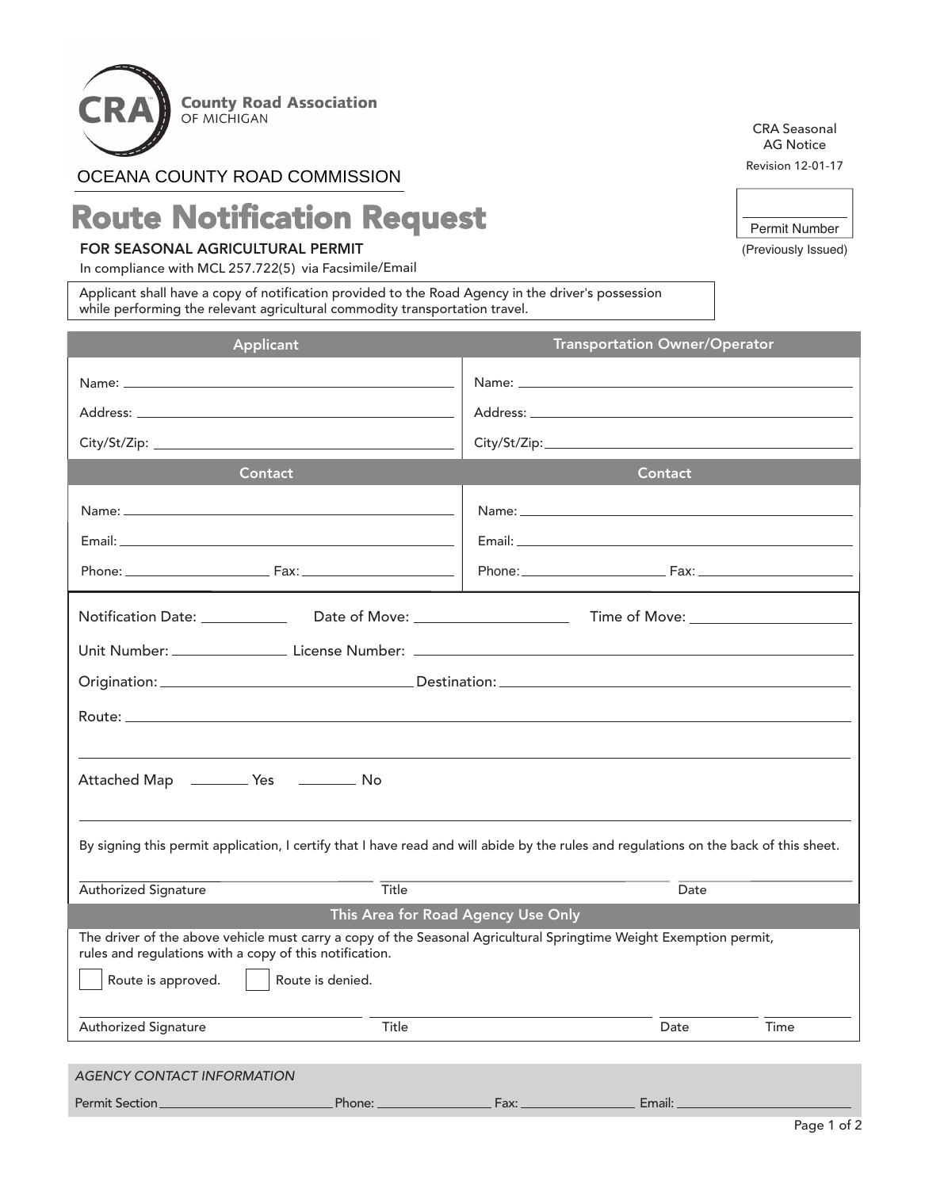**County Road Association OF MICHIGAN**

OCEANA COUNTY ROAD COMMISSION

CRA Seasonal AG Notice

Revision 12-01-17

Permit Number ____________
(Previously Issued)

# Route Notification Request

**FOR SEASONAL AGRICULTURAL PERMIT**

In compliance with MCL 257.722(5) via Facsimile/Email

Applicant shall have a copy of notification provided to the Road Agency in the driver's possession while performing the relevant agricultural commodity transportation travel.

| Applicant | Transportation Owner/Operator |
| --- | --- |
| Name: | Name: |
| Address: | Address: |
| City/St/Zip: | City/St/Zip: |
| **Contact** | **Contact** |
| Name: | Name: |
| Email: | Email: |
| Phone: Fax: | Phone: Fax: |

Notification Date: ____________ Date of Move: ____________________ Time of Move: ____________________

Unit Number: ________________ License Number: ________________________________________

Origination: ________________________________ Destination: ________________________________

Route: ____________________________________________________________________________

____________________________________________________________________________

Attached Map ________ Yes ________ No

By signing this permit application, I certify that I have read and will abide by the rules and regulations on the back of this sheet.

______________________ ______________________ ______________________
Authorized Signature Title Date

## This Area for Road Agency Use Only

The driver of the above vehicle must carry a copy of the Seasonal Agricultural Springtime Weight Exemption permit, rules and regulations with a copy of this notification.

☐ Route is approved. ☐ Route is denied.

______________________ ______________________ ____________ ____________
Authorized Signature Title Date Time

*AGENCY CONTACT INFORMATION*

Permit Section ______________________ Phone: ________________ Fax: ________________ Email: ______________________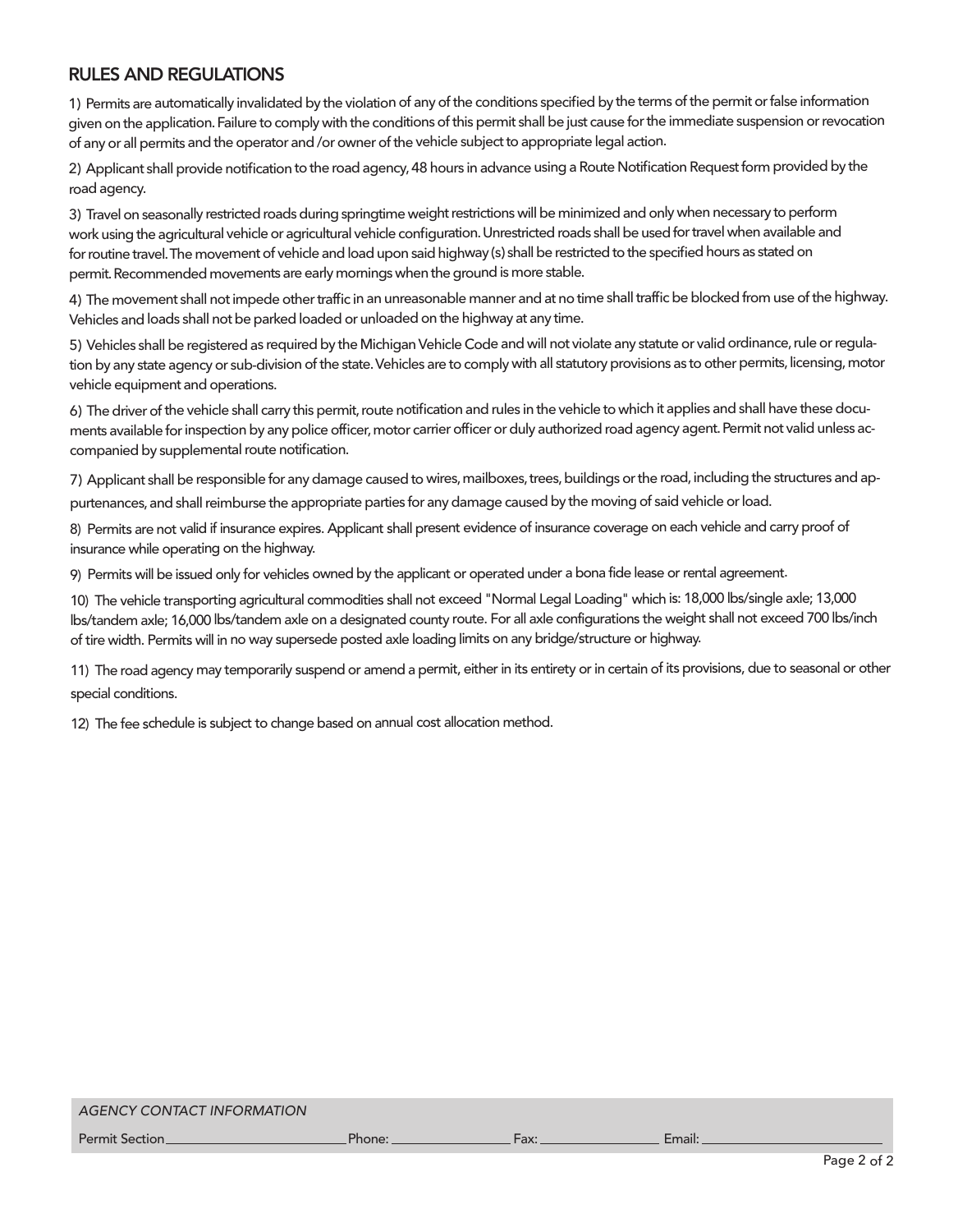## RULES AND REGULATIONS

1) Permits are automatically invalidated by the violation of any of the conditions specified by the terms of the permit or false information given on the application. Failure to comply with the conditions of this permit shall be just cause for the immediate suspension or revocation of any or all permits and the operator and /or owner of the vehicle subject to appropriate legal action.

2) Applicant shall provide notification to the road agency, 48 hours in advance using a Route Notification Request form provided by the road agency.

3) Travel on seasonally restricted roads during springtime weight restrictions will be minimized and only when necessary to perform work using the agricultural vehicle or agricultural vehicle configuration. Unrestricted roads shall be used for travel when available and for routine travel. The movement of vehicle and load upon said highway (s) shall be restricted to the specified hours as stated on permit. Recommended movements are early mornings when the ground is more stable.

4) The movement shall not impede other traffic in an unreasonable manner and at no time shall traffic be blocked from use of the highway. Vehicles and loads shall not be parked loaded or unloaded on the highway at any time.

5) Vehicles shall be registered as required by the Michigan Vehicle Code and will not violate any statute or valid ordinance, rule or regulation by any state agency or sub-division of the state. Vehicles are to comply with all statutory provisions as to other permits, licensing, motor vehicle equipment and operations.

6) The driver of the vehicle shall carry this permit, route notification and rules in the vehicle to which it applies and shall have these documents available for inspection by any police officer, motor carrier officer or duly authorized road agency agent. Permit not valid unless accompanied by supplemental route notification.

7) Applicant shall be responsible for any damage caused to wires, mailboxes, trees, buildings or the road, including the structures and appurtenances, and shall reimburse the appropriate parties for any damage caused by the moving of said vehicle or load.

8) Permits are not valid if insurance expires. Applicant shall present evidence of insurance coverage on each vehicle and carry proof of insurance while operating on the highway.

9) Permits will be issued only for vehicles owned by the applicant or operated under a bona fide lease or rental agreement.

10) The vehicle transporting agricultural commodities shall not exceed "Normal Legal Loading" which is: 18,000 lbs/single axle; 13,000 lbs/tandem axle; 16,000 lbs/tandem axle on a designated county route. For all axle configurations the weight shall not exceed 700 lbs/inch of tire width. Permits will in no way supersede posted axle loading limits on any bridge/structure or highway.

11) The road agency may temporarily suspend or amend a permit, either in its entirety or in certain of its provisions, due to seasonal or other special conditions.

12) The fee schedule is subject to change based on annual cost allocation method.

*AGENCY CONTACT INFORMATION*

Permit Section\_\_\_\_\_\_\_\_\_\_\_\_\_\_\_\_\_\_\_\_ Phone: \_\_\_\_\_\_\_\_\_\_\_\_\_\_ Fax: \_\_\_\_\_\_\_\_\_\_\_\_\_\_ Email: \_\_\_\_\_\_\_\_\_\_\_\_\_\_\_\_\_\_\_\_